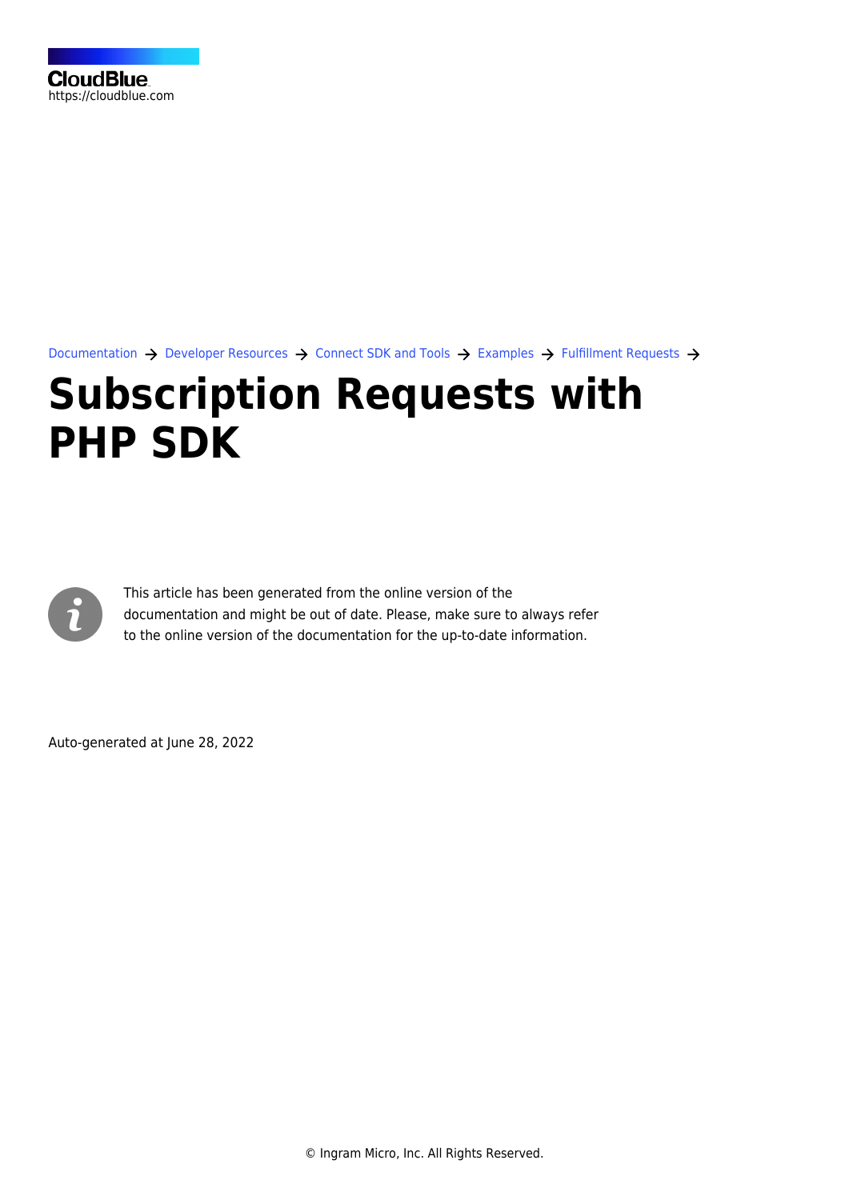CloudBlue
https://cloudblue.com

Documentation → Developer Resources → Connect SDK and Tools → Examples → Fulfillment Requests →

# Subscription Requests with PHP SDK

This article has been generated from the online version of the documentation and might be out of date. Please, make sure to always refer to the online version of the documentation for the up-to-date information.

Auto-generated at June 28, 2022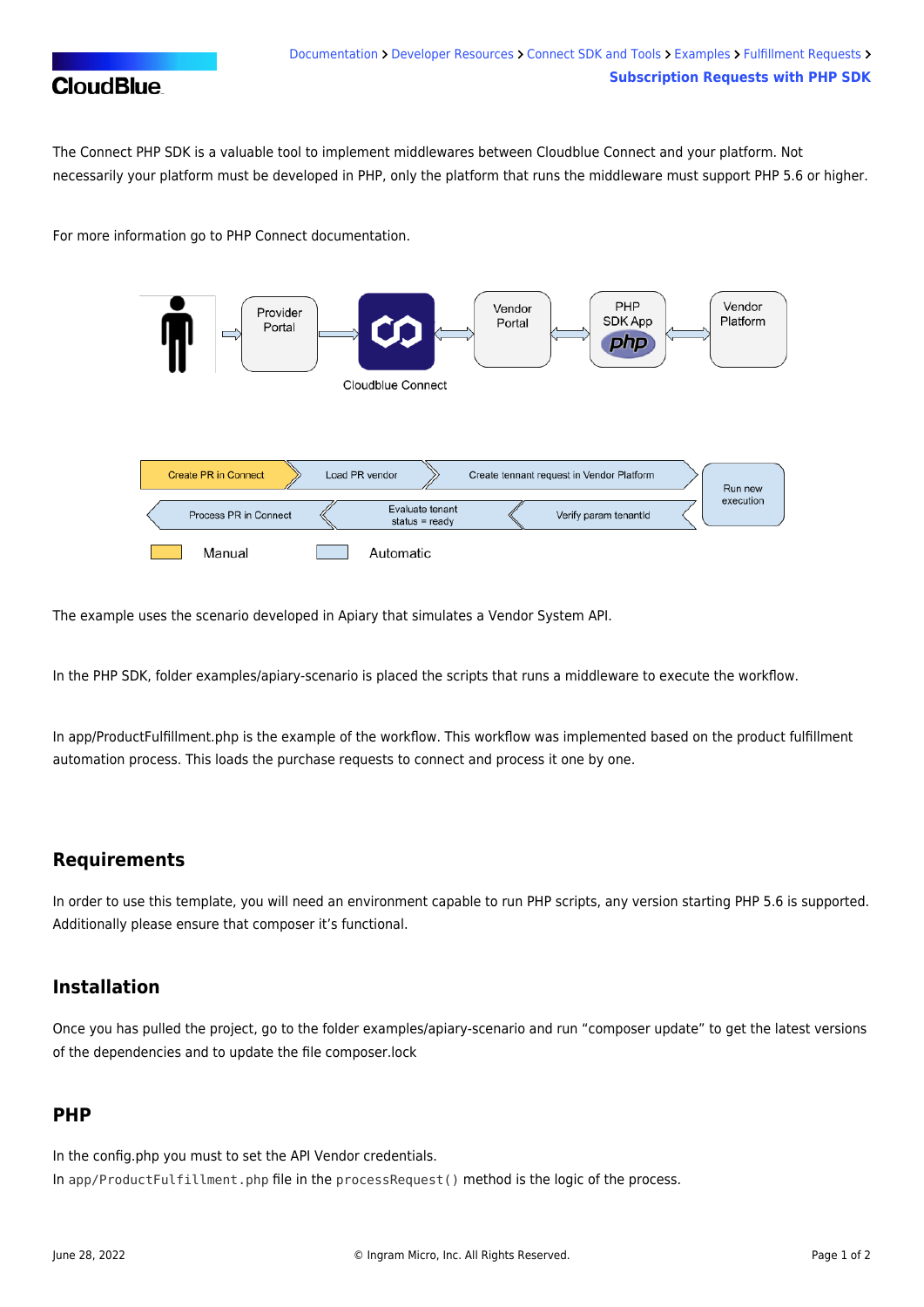The Connect PHP SDK is a valuable tool to implement middlewares between Cloudblue Connect and your platform. Not necessarily your platform must be developed in PHP, only the platform that runs the middleware must support PHP 5.6 or higher.

For more information go to PHP Connect documentation.

The example uses the scenario developed in Apiary that simulates a Vendor System API.

In the PHP SDK, folder examples/apiary-scenario is placed the scripts that runs a middleware to execute the workflow.

In app/ProductFulfillment.php is the example of the workflow. This workflow was implemented based on the product fulfillment automation process. This loads the purchase requests to connect and process it one by one.

## Requirements

In order to use this template, you will need an environment capable to run PHP scripts, any version starting PHP 5.6 is supported. Additionally please ensure that composer it's functional.

## Installation

Once you has pulled the project, go to the folder examples/apiary-scenario and run "composer update" to get the latest versions of the dependencies and to update the file composer.lock

## PHP

In the config.php you must to set the API Vendor credentials.
In `app/ProductFulfillment.php` file in the `processRequest()` method is the logic of the process.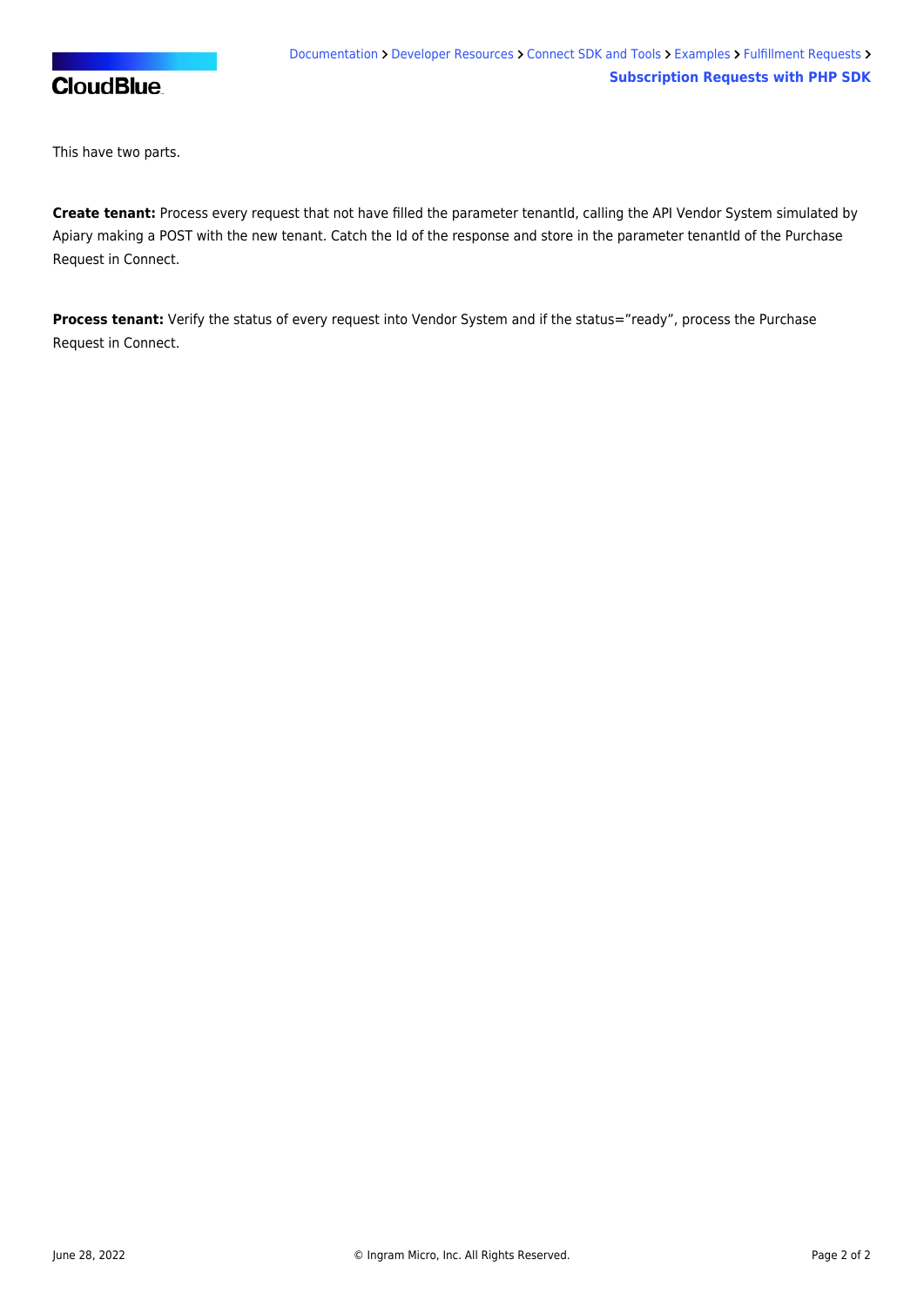This have two parts.

**Create tenant:** Process every request that not have filled the parameter tenantId, calling the API Vendor System simulated by Apiary making a POST with the new tenant. Catch the Id of the response and store in the parameter tenantId of the Purchase Request in Connect.

**Process tenant:** Verify the status of every request into Vendor System and if the status="ready", process the Purchase Request in Connect.